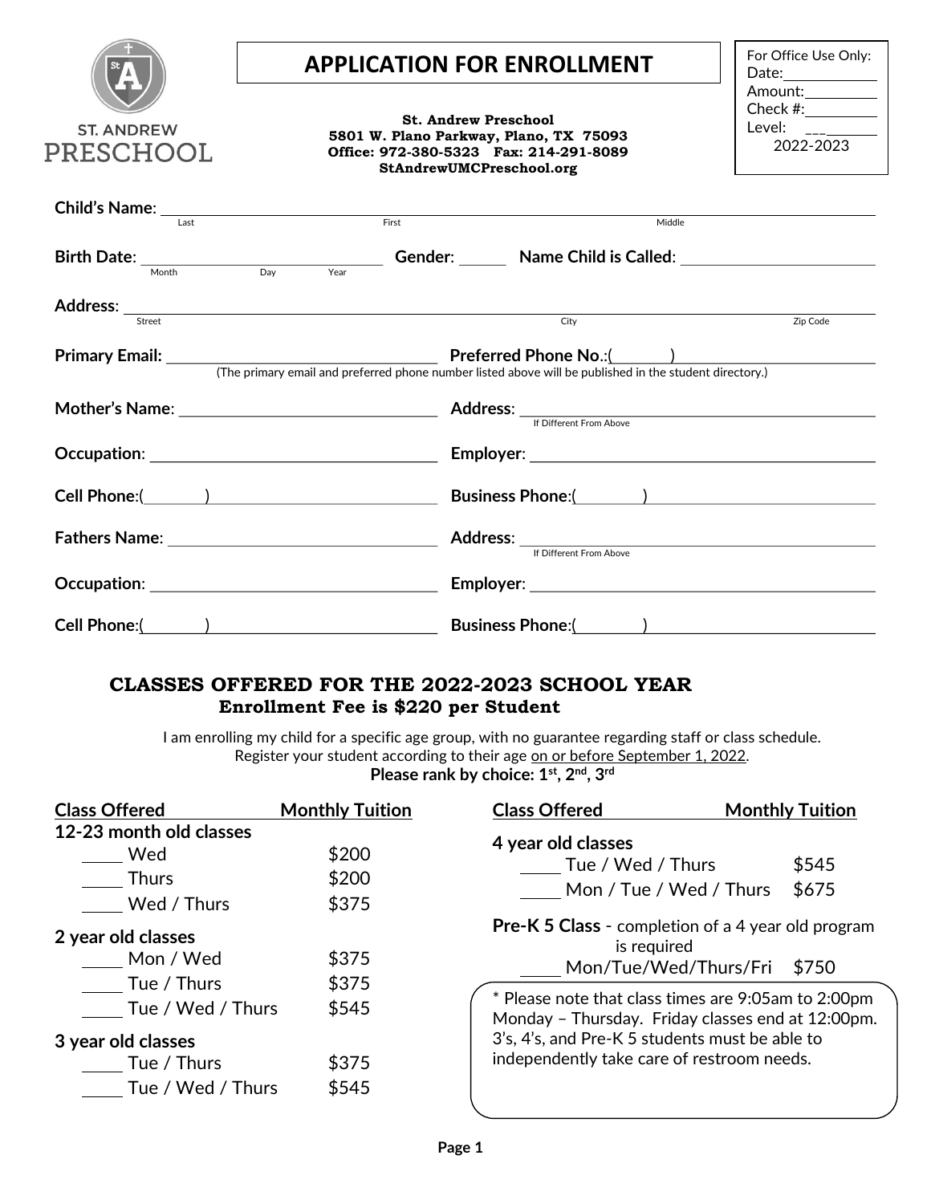ST. ANDREW PRESCHOOL

# APPLICATION FOR ENROLLMENT

**St. Andrew Preschool**
**5801 W. Plano Parkway, Plano, TX 75093**
**Office: 972-380-5323 Fax: 214-291-8089**
**StAndrewUMCPreschool.org**

For Office Use Only:
Date:____________
Amount:_________
Check #:_________
Level: ___________
2022-2023

**Child's Name**: ______________________________________________________________
Last / First / Middle

**Birth Date**: ______________________ **Gender**: ______ **Name Child is Called**: ____________________
Month / Day / Year

**Address**: ______________________________________________________________
Street / City / Zip Code

**Primary Email:** ____________________________ **Preferred Phone No.**:(______)____________________
(The primary email and preferred phone number listed above will be published in the student directory.)

**Mother's Name**: ____________________________ **Address**: ____________________________
If Different From Above

**Occupation**: ____________________________ **Employer**: ____________________________

**Cell Phone**:(______)______________________ **Business Phone**:(______)______________________

**Fathers Name**: ____________________________ **Address**: ____________________________
If Different From Above

**Occupation**: ____________________________ **Employer**: ____________________________

**Cell Phone**:(______)______________________ **Business Phone**:(______)______________________

## CLASSES OFFERED FOR THE 2022-2023 SCHOOL YEAR
### Enrollment Fee is $220 per Student

I am enrolling my child for a specific age group, with no guarantee regarding staff or class schedule.
Register your student according to their age on or before September 1, 2022.
**Please rank by choice: 1st, 2nd, 3rd**

| Class Offered | Monthly Tuition |
|---|---|
| **12-23 month old classes** | |
| _____ Wed | $200 |
| _____ Thurs | $200 |
| _____ Wed / Thurs | $375 |
| **2 year old classes** | |
| _____ Mon / Wed | $375 |
| _____ Tue / Thurs | $375 |
| _____ Tue / Wed / Thurs | $545 |
| **3 year old classes** | |
| _____ Tue / Thurs | $375 |
| _____ Tue / Wed / Thurs | $545 |
| **4 year old classes** | |
| _____ Tue / Wed / Thurs | $545 |
| _____ Mon / Tue / Wed / Thurs | $675 |
| **Pre-K 5 Class** - completion of a 4 year old program is required | |
| _____ Mon/Tue/Wed/Thurs/Fri | $750 |

* Please note that class times are 9:05am to 2:00pm Monday – Thursday. Friday classes end at 12:00pm. 3's, 4's, and Pre-K 5 students must be able to independently take care of restroom needs.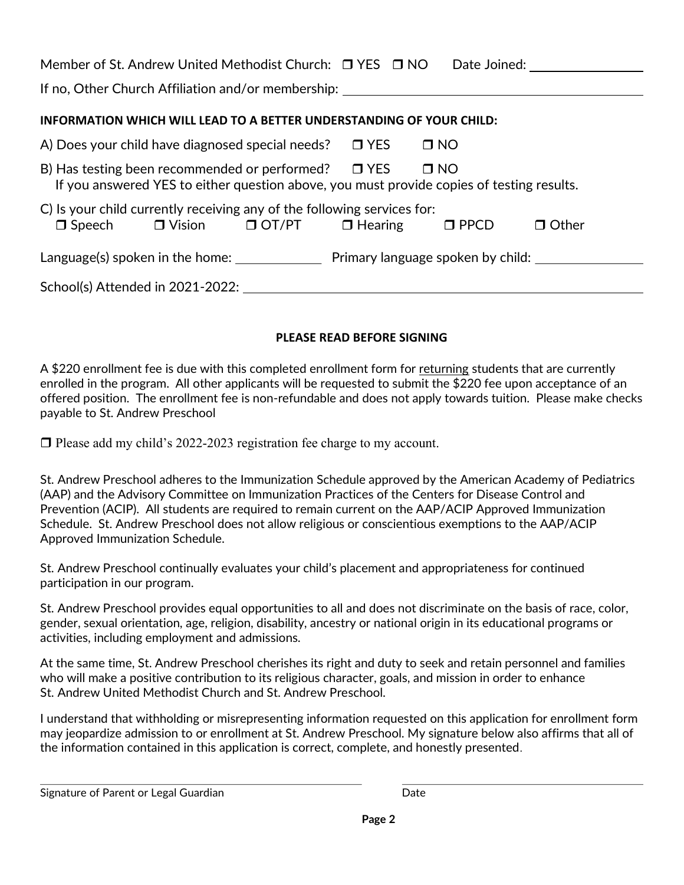Member of St. Andrew United Methodist Church: ❒ YES ❒ NO Date Joined: ________________

If no, Other Church Affiliation and/or membership: ________________________________________

**INFORMATION WHICH WILL LEAD TO A BETTER UNDERSTANDING OF YOUR CHILD:**

A) Does your child have diagnosed special needs? ❒ YES ❒ NO

B) Has testing been recommended or performed? ❒ YES ❒ NO
If you answered YES to either question above, you must provide copies of testing results.

C) Is your child currently receiving any of the following services for:
❒ Speech ❒ Vision ❒ OT/PT ❒ Hearing ❒ PPCD ❒ Other

Language(s) spoken in the home: ____________ Primary language spoken by child: ________________

School(s) Attended in 2021-2022: ________________________________________________

**PLEASE READ BEFORE SIGNING**

A $220 enrollment fee is due with this completed enrollment form for <u>returning</u> students that are currently enrolled in the program. All other applicants will be requested to submit the $220 fee upon acceptance of an offered position. The enrollment fee is non-refundable and does not apply towards tuition. Please make checks payable to St. Andrew Preschool

❒ Please add my child's 2022-2023 registration fee charge to my account.

St. Andrew Preschool adheres to the Immunization Schedule approved by the American Academy of Pediatrics (AAP) and the Advisory Committee on Immunization Practices of the Centers for Disease Control and Prevention (ACIP). All students are required to remain current on the AAP/ACIP Approved Immunization Schedule. St. Andrew Preschool does not allow religious or conscientious exemptions to the AAP/ACIP Approved Immunization Schedule.

St. Andrew Preschool continually evaluates your child's placement and appropriateness for continued participation in our program.

St. Andrew Preschool provides equal opportunities to all and does not discriminate on the basis of race, color, gender, sexual orientation, age, religion, disability, ancestry or national origin in its educational programs or activities, including employment and admissions.

At the same time, St. Andrew Preschool cherishes its right and duty to seek and retain personnel and families who will make a positive contribution to its religious character, goals, and mission in order to enhance St. Andrew United Methodist Church and St. Andrew Preschool.

I understand that withholding or misrepresenting information requested on this application for enrollment form may jeopardize admission to or enrollment at St. Andrew Preschool. My signature below also affirms that all of the information contained in this application is correct, complete, and honestly presented.

______________________________________ ______________________________

Signature of Parent or Legal Guardian Date